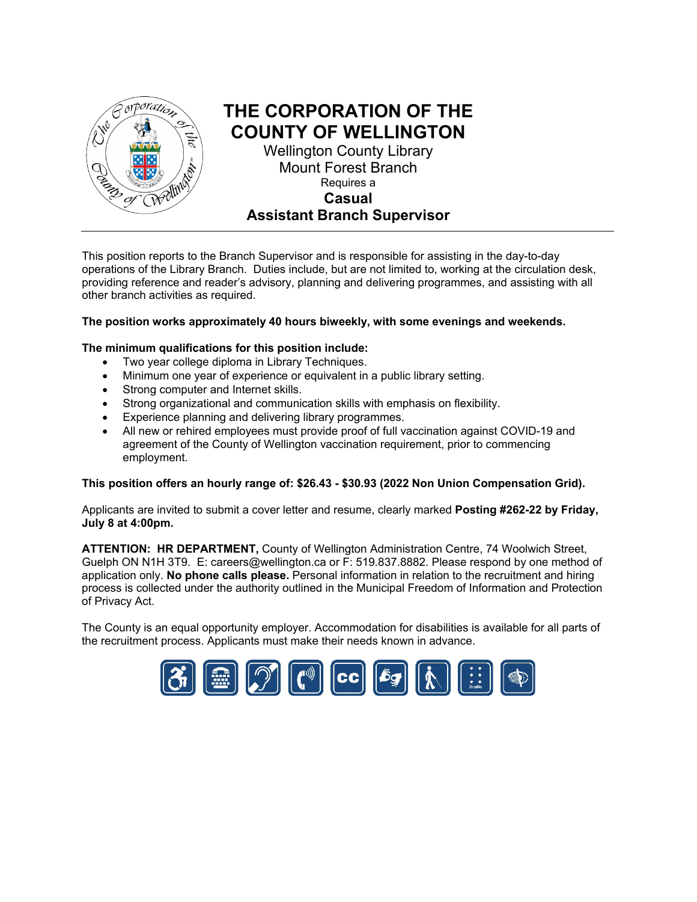# THE CORPORATION OF THE COUNTY OF WELLINGTON

Wellington County Library
Mount Forest Branch
Requires a

## Casual Assistant Branch Supervisor

---

This position reports to the Branch Supervisor and is responsible for assisting in the day-to-day operations of the Library Branch. Duties include, but are not limited to, working at the circulation desk, providing reference and reader's advisory, planning and delivering programmes, and assisting with all other branch activities as required.

**The position works approximately 40 hours biweekly, with some evenings and weekends.**

**The minimum qualifications for this position include:**

- Two year college diploma in Library Techniques.
- Minimum one year of experience or equivalent in a public library setting.
- Strong computer and Internet skills.
- Strong organizational and communication skills with emphasis on flexibility.
- Experience planning and delivering library programmes.
- All new or rehired employees must provide proof of full vaccination against COVID-19 and agreement of the County of Wellington vaccination requirement, prior to commencing employment.

**This position offers an hourly range of: $26.43 - $30.93 (2022 Non Union Compensation Grid).**

Applicants are invited to submit a cover letter and resume, clearly marked **Posting #262-22 by Friday, July 8 at 4:00pm.**

**ATTENTION: HR DEPARTMENT,** County of Wellington Administration Centre, 74 Woolwich Street, Guelph ON N1H 3T9. E: careers@wellington.ca or F: 519.837.8882. Please respond by one method of application only. **No phone calls please.** Personal information in relation to the recruitment and hiring process is collected under the authority outlined in the Municipal Freedom of Information and Protection of Privacy Act.

The County is an equal opportunity employer. Accommodation for disabilities is available for all parts of the recruitment process. Applicants must make their needs known in advance.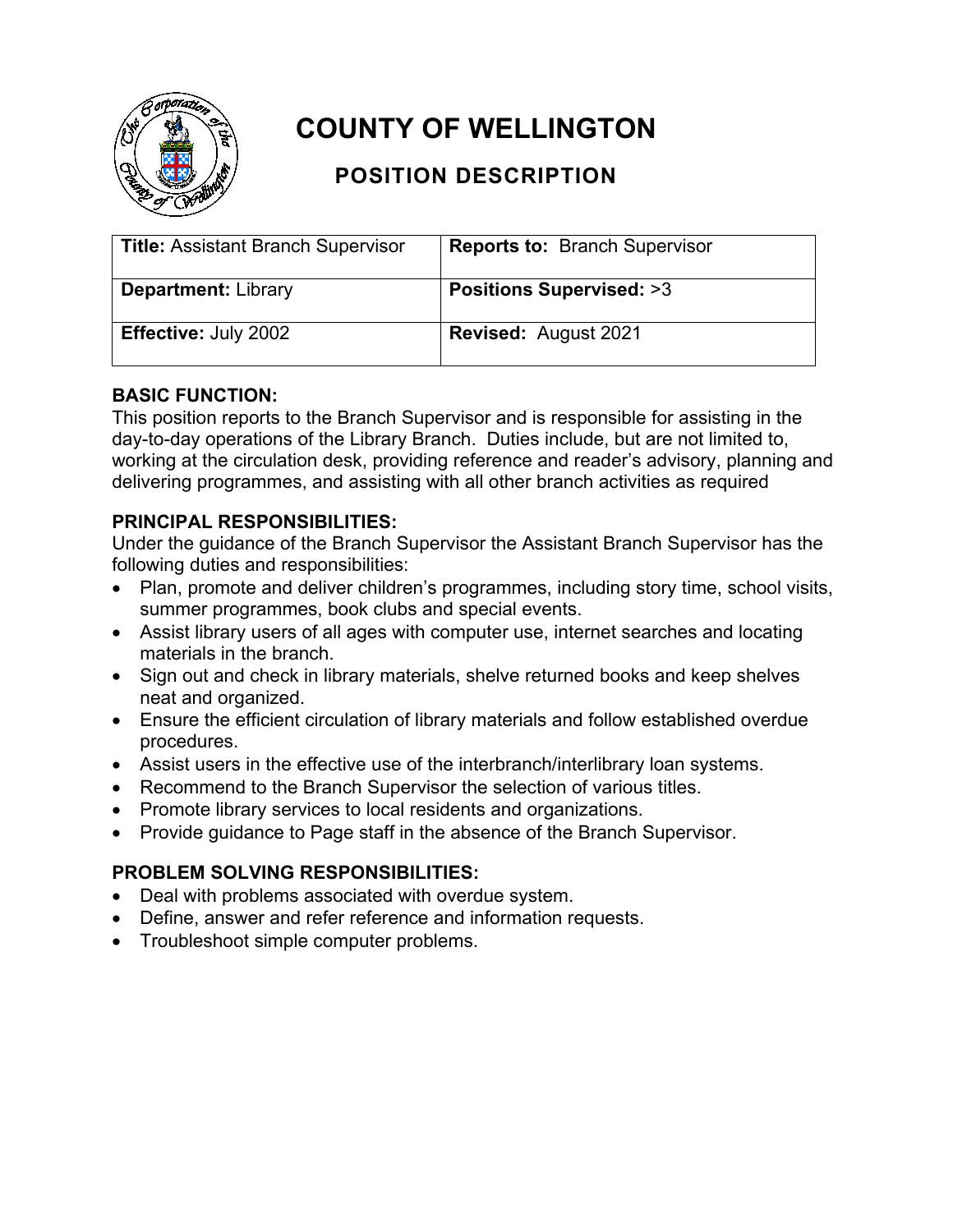# COUNTY OF WELLINGTON

## POSITION DESCRIPTION

| **Title:** Assistant Branch Supervisor | **Reports to:** Branch Supervisor |
|---|---|
| **Department:** Library | **Positions Supervised:** >3 |
| **Effective:** July 2002 | **Revised:** August 2021 |

### BASIC FUNCTION:

This position reports to the Branch Supervisor and is responsible for assisting in the day-to-day operations of the Library Branch. Duties include, but are not limited to, working at the circulation desk, providing reference and reader's advisory, planning and delivering programmes, and assisting with all other branch activities as required

### PRINCIPAL RESPONSIBILITIES:

Under the guidance of the Branch Supervisor the Assistant Branch Supervisor has the following duties and responsibilities:

- Plan, promote and deliver children's programmes, including story time, school visits, summer programmes, book clubs and special events.
- Assist library users of all ages with computer use, internet searches and locating materials in the branch.
- Sign out and check in library materials, shelve returned books and keep shelves neat and organized.
- Ensure the efficient circulation of library materials and follow established overdue procedures.
- Assist users in the effective use of the interbranch/interlibrary loan systems.
- Recommend to the Branch Supervisor the selection of various titles.
- Promote library services to local residents and organizations.
- Provide guidance to Page staff in the absence of the Branch Supervisor.

### PROBLEM SOLVING RESPONSIBILITIES:

- Deal with problems associated with overdue system.
- Define, answer and refer reference and information requests.
- Troubleshoot simple computer problems.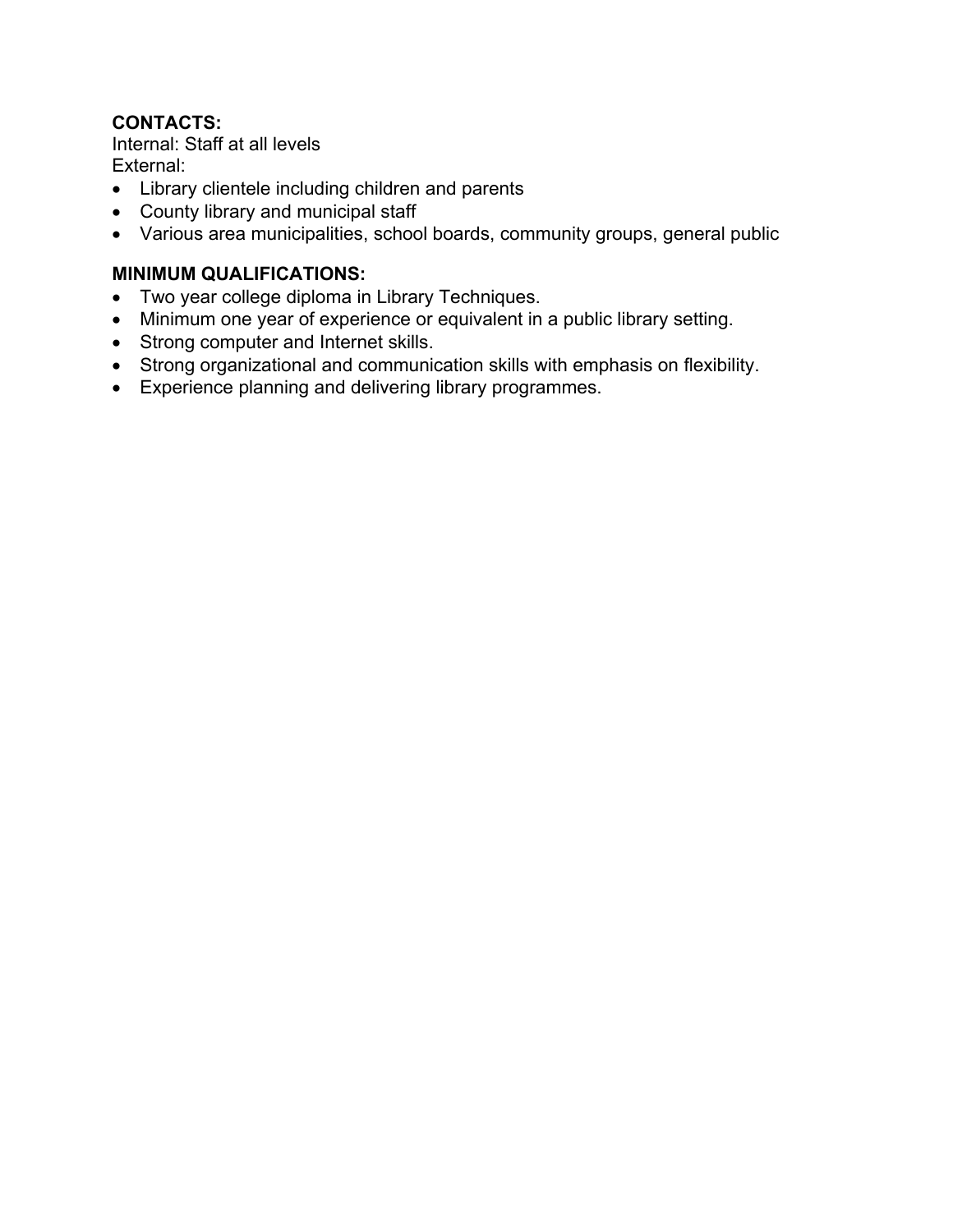**CONTACTS:**

Internal: Staff at all levels

External:

- Library clientele including children and parents
- County library and municipal staff
- Various area municipalities, school boards, community groups, general public

**MINIMUM QUALIFICATIONS:**

- Two year college diploma in Library Techniques.
- Minimum one year of experience or equivalent in a public library setting.
- Strong computer and Internet skills.
- Strong organizational and communication skills with emphasis on flexibility.
- Experience planning and delivering library programmes.